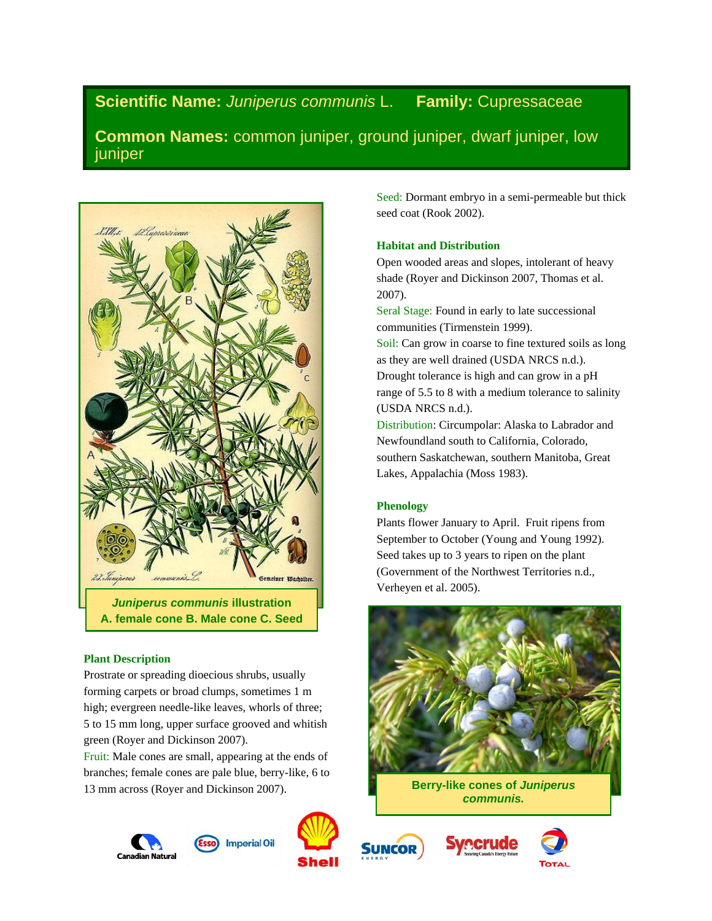**Scientific Name:** *Juniperus communis* L. **Family:** Cupressaceae

**Common Names:** common juniper, ground juniper, dwarf juniper, low juniper

***Juniperus communis*** **illustration**
**A. female cone B. Male cone C. Seed**

## Plant Description

Prostrate or spreading dioecious shrubs, usually forming carpets or broad clumps, sometimes 1 m high; evergreen needle-like leaves, whorls of three; 5 to 15 mm long, upper surface grooved and whitish green (Royer and Dickinson 2007).

Fruit: Male cones are small, appearing at the ends of branches; female cones are pale blue, berry-like, 6 to 13 mm across (Royer and Dickinson 2007).

Seed: Dormant embryo in a semi-permeable but thick seed coat (Rook 2002).

## Habitat and Distribution

Open wooded areas and slopes, intolerant of heavy shade (Royer and Dickinson 2007, Thomas et al. 2007).

Seral Stage: Found in early to late successional communities (Tirmenstein 1999).

Soil: Can grow in coarse to fine textured soils as long as they are well drained (USDA NRCS n.d.). Drought tolerance is high and can grow in a pH range of 5.5 to 8 with a medium tolerance to salinity (USDA NRCS n.d.).

Distribution: Circumpolar: Alaska to Labrador and Newfoundland south to California, Colorado, southern Saskatchewan, southern Manitoba, Great Lakes, Appalachia (Moss 1983).

## Phenology

Plants flower January to April. Fruit ripens from September to October (Young and Young 1992). Seed takes up to 3 years to ripen on the plant (Government of the Northwest Territories n.d., Verheyen et al. 2005).

**Berry-like cones of *Juniperus communis*.**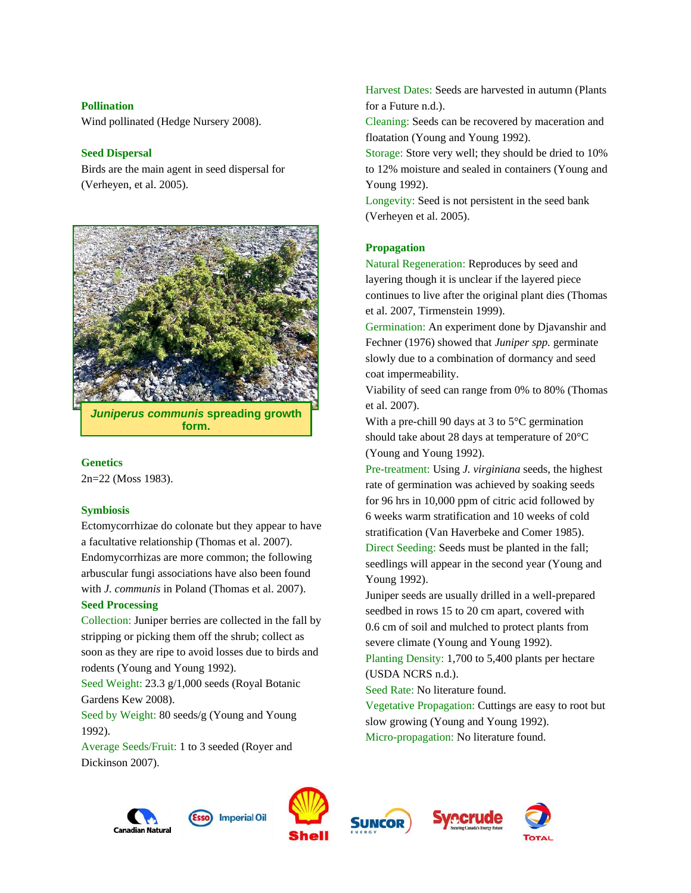### Pollination

Wind pollinated (Hedge Nursery 2008).

### Seed Dispersal

Birds are the main agent in seed dispersal for (Verheyen, et al. 2005).

***Juniperus communis* spreading growth form.**

### Genetics

2n=22 (Moss 1983).

### Symbiosis

Ectomycorrhizae do colonate but they appear to have a facultative relationship (Thomas et al. 2007). Endomycorrhizas are more common; the following arbuscular fungi associations have also been found with *J. communis* in Poland (Thomas et al. 2007).

### Seed Processing

Collection: Juniper berries are collected in the fall by stripping or picking them off the shrub; collect as soon as they are ripe to avoid losses due to birds and rodents (Young and Young 1992).

Seed Weight: 23.3 g/1,000 seeds (Royal Botanic Gardens Kew 2008).

Seed by Weight: 80 seeds/g (Young and Young 1992).

Average Seeds/Fruit: 1 to 3 seeded (Royer and Dickinson 2007).

Harvest Dates: Seeds are harvested in autumn (Plants for a Future n.d.).

Cleaning: Seeds can be recovered by maceration and floatation (Young and Young 1992).

Storage: Store very well; they should be dried to 10% to 12% moisture and sealed in containers (Young and Young 1992).

Longevity: Seed is not persistent in the seed bank (Verheyen et al. 2005).

### Propagation

Natural Regeneration: Reproduces by seed and layering though it is unclear if the layered piece continues to live after the original plant dies (Thomas et al. 2007, Tirmenstein 1999).

Germination: An experiment done by Djavanshir and Fechner (1976) showed that *Juniper spp.* germinate slowly due to a combination of dormancy and seed coat impermeability.

Viability of seed can range from 0% to 80% (Thomas et al. 2007).

With a pre-chill 90 days at 3 to 5°C germination should take about 28 days at temperature of 20°C (Young and Young 1992).

Pre-treatment: Using *J. virginiana* seeds, the highest rate of germination was achieved by soaking seeds for 96 hrs in 10,000 ppm of citric acid followed by 6 weeks warm stratification and 10 weeks of cold stratification (Van Haverbeke and Comer 1985).

Direct Seeding: Seeds must be planted in the fall; seedlings will appear in the second year (Young and Young 1992).

Juniper seeds are usually drilled in a well-prepared seedbed in rows 15 to 20 cm apart, covered with 0.6 cm of soil and mulched to protect plants from severe climate (Young and Young 1992).

Planting Density: 1,700 to 5,400 plants per hectare (USDA NCRS n.d.).

Seed Rate: No literature found.

Vegetative Propagation: Cuttings are easy to root but slow growing (Young and Young 1992).

Micro-propagation: No literature found.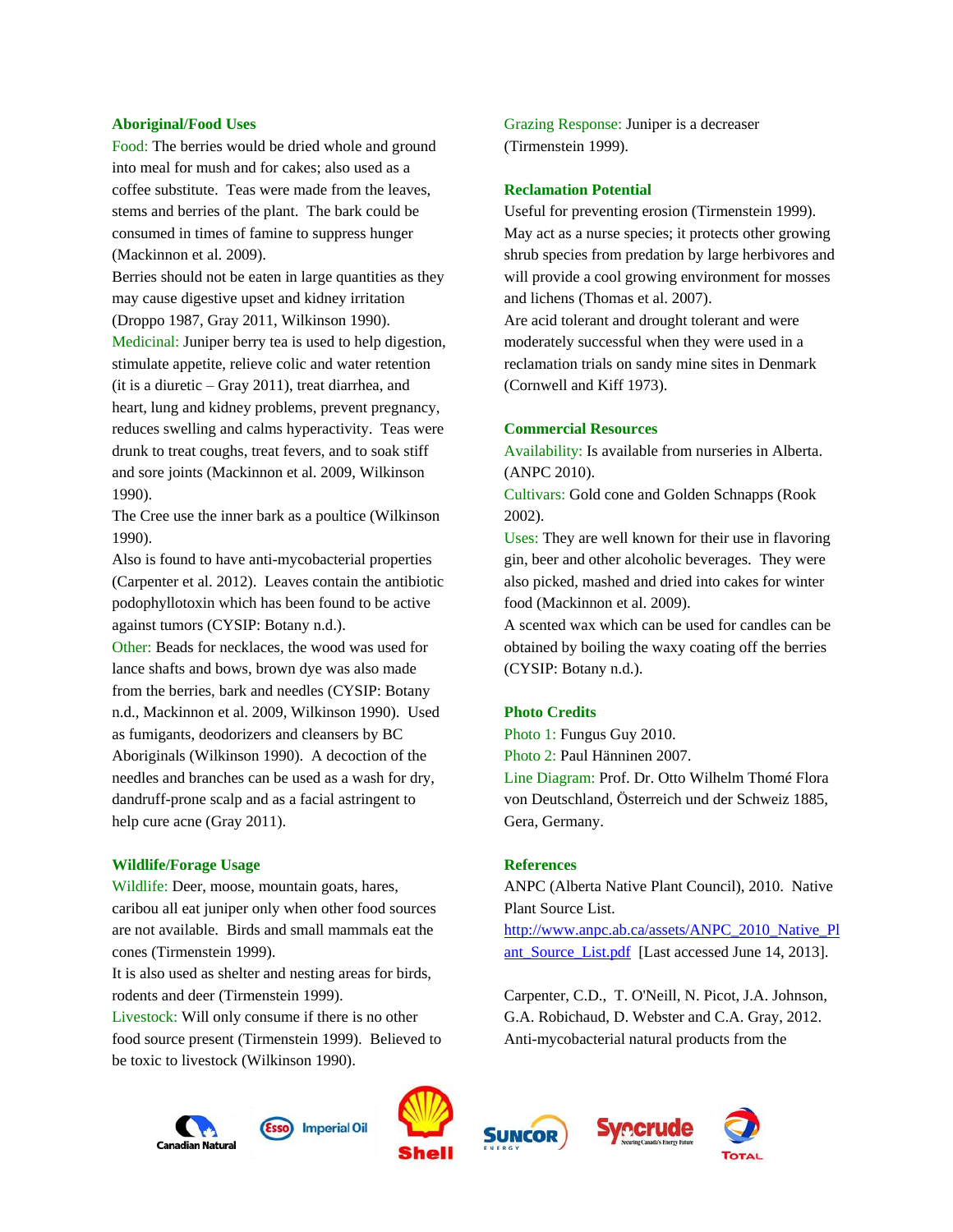## Aboriginal/Food Uses

Food: The berries would be dried whole and ground into meal for mush and for cakes; also used as a coffee substitute. Teas were made from the leaves, stems and berries of the plant. The bark could be consumed in times of famine to suppress hunger (Mackinnon et al. 2009).

Berries should not be eaten in large quantities as they may cause digestive upset and kidney irritation (Droppo 1987, Gray 2011, Wilkinson 1990).

Medicinal: Juniper berry tea is used to help digestion, stimulate appetite, relieve colic and water retention (it is a diuretic – Gray 2011), treat diarrhea, and heart, lung and kidney problems, prevent pregnancy, reduces swelling and calms hyperactivity. Teas were drunk to treat coughs, treat fevers, and to soak stiff and sore joints (Mackinnon et al. 2009, Wilkinson 1990).

The Cree use the inner bark as a poultice (Wilkinson 1990).

Also is found to have anti-mycobacterial properties (Carpenter et al. 2012). Leaves contain the antibiotic podophyllotoxin which has been found to be active against tumors (CYSIP: Botany n.d.).

Other: Beads for necklaces, the wood was used for lance shafts and bows, brown dye was also made from the berries, bark and needles (CYSIP: Botany n.d., Mackinnon et al. 2009, Wilkinson 1990). Used as fumigants, deodorizers and cleansers by BC Aboriginals (Wilkinson 1990). A decoction of the needles and branches can be used as a wash for dry, dandruff-prone scalp and as a facial astringent to help cure acne (Gray 2011).

## Wildlife/Forage Usage

Wildlife: Deer, moose, mountain goats, hares, caribou all eat juniper only when other food sources are not available. Birds and small mammals eat the cones (Tirmenstein 1999).

It is also used as shelter and nesting areas for birds, rodents and deer (Tirmenstein 1999).

Livestock: Will only consume if there is no other food source present (Tirmenstein 1999). Believed to be toxic to livestock (Wilkinson 1990).

Grazing Response: Juniper is a decreaser (Tirmenstein 1999).

## Reclamation Potential

Useful for preventing erosion (Tirmenstein 1999).

May act as a nurse species; it protects other growing shrub species from predation by large herbivores and will provide a cool growing environment for mosses and lichens (Thomas et al. 2007).

Are acid tolerant and drought tolerant and were moderately successful when they were used in a reclamation trials on sandy mine sites in Denmark (Cornwell and Kiff 1973).

## Commercial Resources

Availability: Is available from nurseries in Alberta. (ANPC 2010).

Cultivars: Gold cone and Golden Schnapps (Rook 2002).

Uses: They are well known for their use in flavoring gin, beer and other alcoholic beverages. They were also picked, mashed and dried into cakes for winter food (Mackinnon et al. 2009).

A scented wax which can be used for candles can be obtained by boiling the waxy coating off the berries (CYSIP: Botany n.d.).

## Photo Credits

Photo 1: Fungus Guy 2010.

Photo 2: Paul Hänninen 2007.

Line Diagram: Prof. Dr. Otto Wilhelm Thomé Flora von Deutschland, Österreich und der Schweiz 1885, Gera, Germany.

## References

ANPC (Alberta Native Plant Council), 2010. Native Plant Source List. http://www.anpc.ab.ca/assets/ANPC_2010_Native_Plant_Source_List.pdf [Last accessed June 14, 2013].

Carpenter, C.D., T. O'Neill, N. Picot, J.A. Johnson, G.A. Robichaud, D. Webster and C.A. Gray, 2012. Anti-mycobacterial natural products from the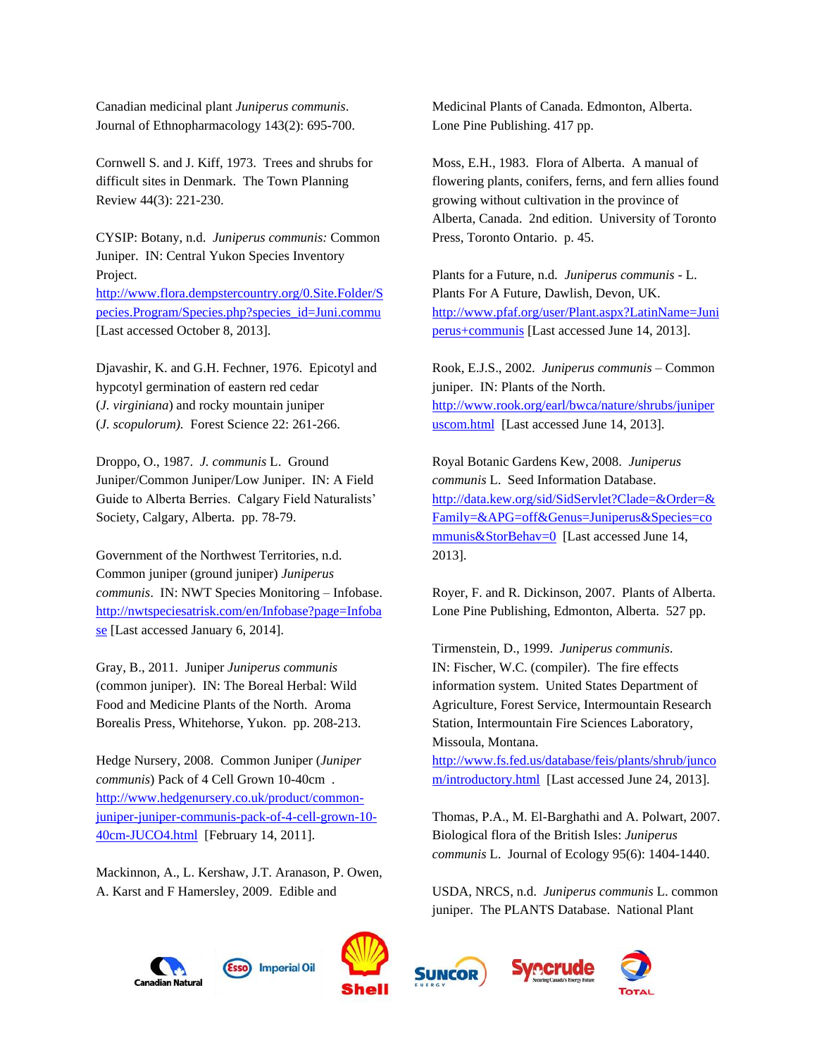Canadian medicinal plant *Juniperus communis*. Journal of Ethnopharmacology 143(2): 695-700.

Cornwell S. and J. Kiff, 1973. Trees and shrubs for difficult sites in Denmark. The Town Planning Review 44(3): 221-230.

CYSIP: Botany, n.d. *Juniperus communis:* Common Juniper. IN: Central Yukon Species Inventory Project. http://www.flora.dempstercountry.org/0.Site.Folder/Species.Program/Species.php?species_id=Juni.commu [Last accessed October 8, 2013].

Djavashir, K. and G.H. Fechner, 1976. Epicotyl and hypcotyl germination of eastern red cedar (*J. virginiana*) and rocky mountain juniper (*J. scopulorum).* Forest Science 22: 261-266.

Droppo, O., 1987. *J. communis* L. Ground Juniper/Common Juniper/Low Juniper. IN: A Field Guide to Alberta Berries. Calgary Field Naturalists' Society, Calgary, Alberta. pp. 78-79.

Government of the Northwest Territories, n.d. Common juniper (ground juniper) *Juniperus communis*. IN: NWT Species Monitoring – Infobase. http://nwtspeciesatrisk.com/en/Infobase?page=Infobase [Last accessed January 6, 2014].

Gray, B., 2011. Juniper *Juniperus communis* (common juniper). IN: The Boreal Herbal: Wild Food and Medicine Plants of the North. Aroma Borealis Press, Whitehorse, Yukon. pp. 208-213.

Hedge Nursery, 2008. Common Juniper (*Juniper communis*) Pack of 4 Cell Grown 10-40cm . http://www.hedgenursery.co.uk/product/common-juniper-juniper-communis-pack-of-4-cell-grown-10-40cm-JUCO4.html [February 14, 2011].

Mackinnon, A., L. Kershaw, J.T. Aranason, P. Owen, A. Karst and F Hamersley, 2009. Edible and Medicinal Plants of Canada. Edmonton, Alberta. Lone Pine Publishing. 417 pp.

Moss, E.H., 1983. Flora of Alberta. A manual of flowering plants, conifers, ferns, and fern allies found growing without cultivation in the province of Alberta, Canada. 2nd edition. University of Toronto Press, Toronto Ontario. p. 45.

Plants for a Future, n.d. *Juniperus communis* - L. Plants For A Future, Dawlish, Devon, UK. http://www.pfaf.org/user/Plant.aspx?LatinName=Juniperus+communis [Last accessed June 14, 2013].

Rook, E.J.S., 2002. *Juniperus communis* – Common juniper. IN: Plants of the North. http://www.rook.org/earl/bwca/nature/shrubs/juniperuscom.html [Last accessed June 14, 2013].

Royal Botanic Gardens Kew, 2008. *Juniperus communis* L. Seed Information Database. http://data.kew.org/sid/SidServlet?Clade=&Order=&Family=&APG=off&Genus=Juniperus&Species=communis&StorBehav=0 [Last accessed June 14, 2013].

Royer, F. and R. Dickinson, 2007. Plants of Alberta. Lone Pine Publishing, Edmonton, Alberta. 527 pp.

Tirmenstein, D., 1999. *Juniperus communis*. IN: Fischer, W.C. (compiler). The fire effects information system. United States Department of Agriculture, Forest Service, Intermountain Research Station, Intermountain Fire Sciences Laboratory, Missoula, Montana. http://www.fs.fed.us/database/feis/plants/shrub/juncom/introductory.html [Last accessed June 24, 2013].

Thomas, P.A., M. El-Barghathi and A. Polwart, 2007. Biological flora of the British Isles: *Juniperus communis* L. Journal of Ecology 95(6): 1404-1440.

USDA, NRCS, n.d. *Juniperus communis* L. common juniper. The PLANTS Database. National Plant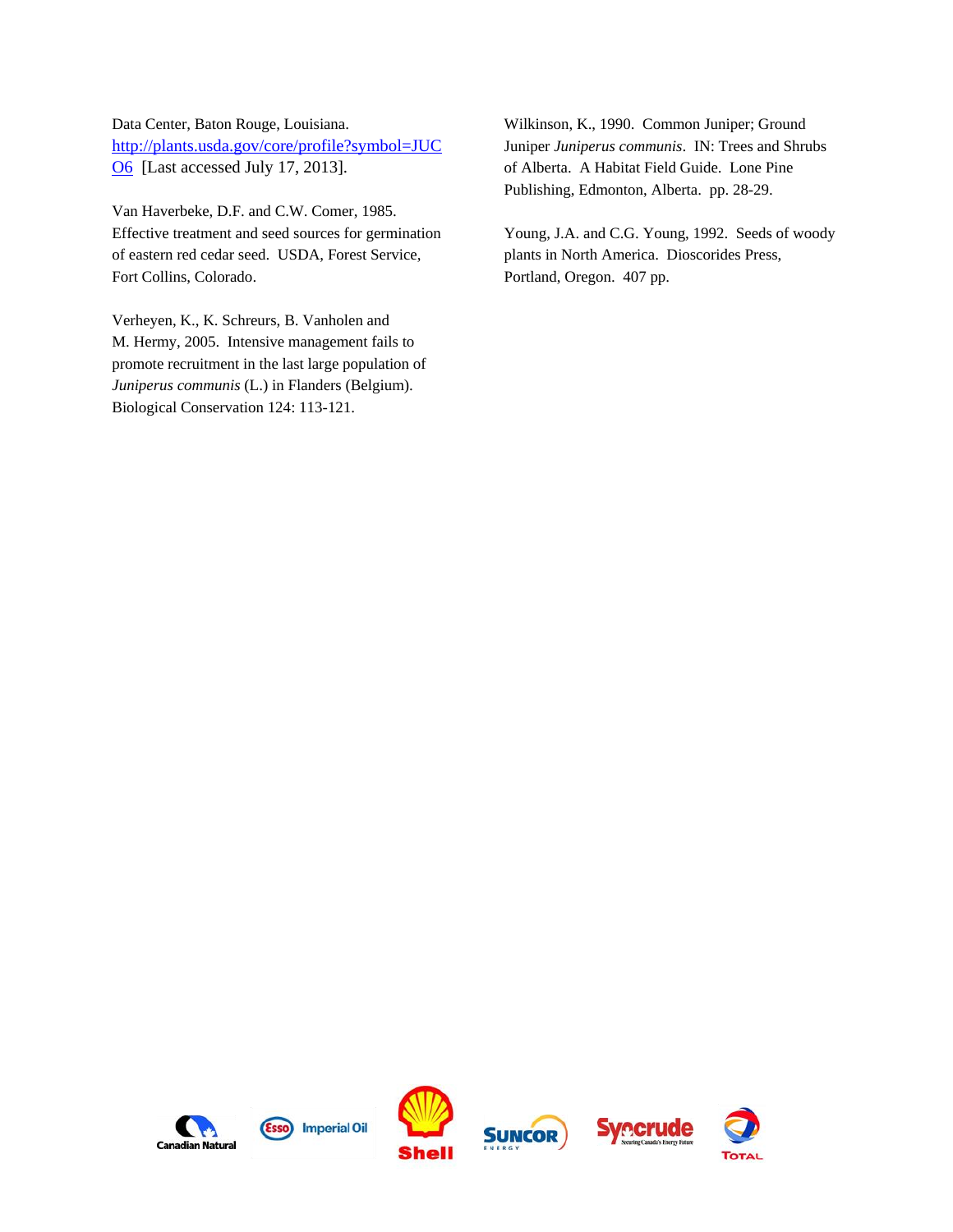Data Center, Baton Rouge, Louisiana. http://plants.usda.gov/core/profile?symbol=JUCO6 [Last accessed July 17, 2013].

Van Haverbeke, D.F. and C.W. Comer, 1985. Effective treatment and seed sources for germination of eastern red cedar seed. USDA, Forest Service, Fort Collins, Colorado.

Verheyen, K., K. Schreurs, B. Vanholen and M. Hermy, 2005. Intensive management fails to promote recruitment in the last large population of *Juniperus communis* (L.) in Flanders (Belgium). Biological Conservation 124: 113-121.

Wilkinson, K., 1990. Common Juniper; Ground Juniper *Juniperus communis*. IN: Trees and Shrubs of Alberta. A Habitat Field Guide. Lone Pine Publishing, Edmonton, Alberta. pp. 28-29.

Young, J.A. and C.G. Young, 1992. Seeds of woody plants in North America. Dioscorides Press, Portland, Oregon. 407 pp.